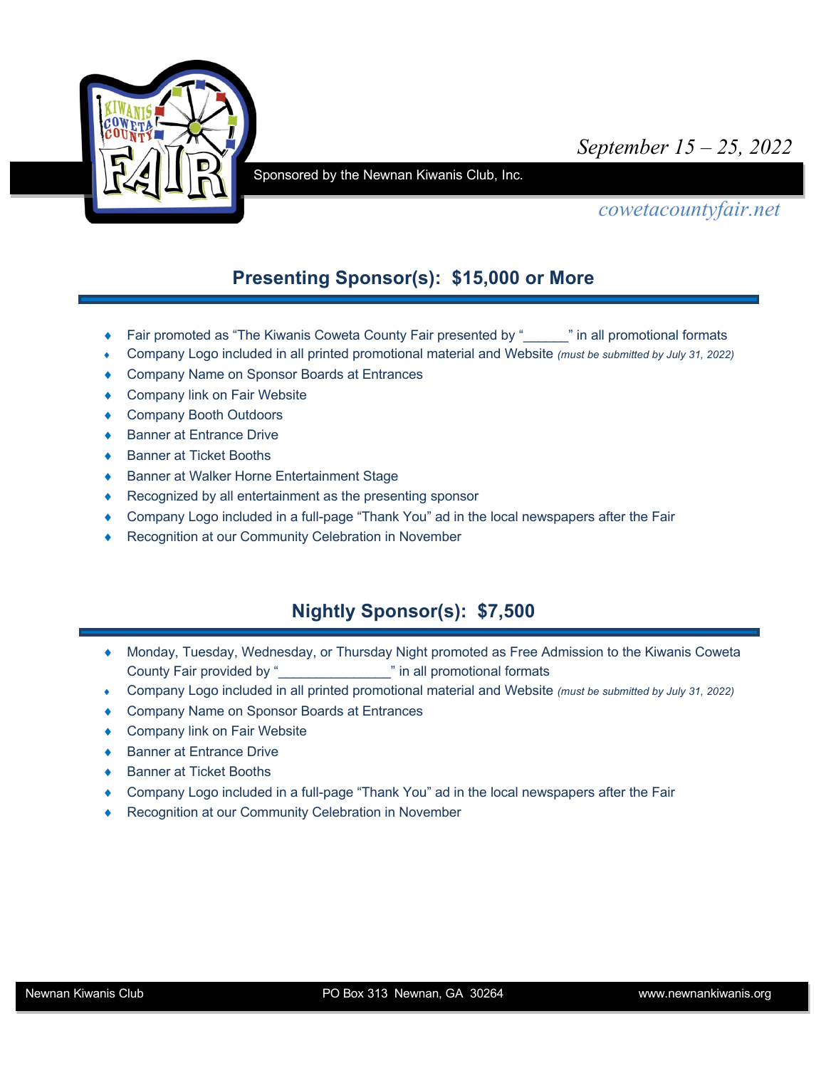Kiwanis Coweta County Fair

*September 15 – 25, 2022*

Sponsored by the Newnan Kiwanis Club, Inc.

*cowetacountyfair.net*

## Presenting Sponsor(s): $15,000 or More

- Fair promoted as "The Kiwanis Coweta County Fair presented by "______" in all promotional formats
- Company Logo included in all printed promotional material and Website *(must be submitted by July 31, 2022)*
- Company Name on Sponsor Boards at Entrances
- Company link on Fair Website
- Company Booth Outdoors
- Banner at Entrance Drive
- Banner at Ticket Booths
- Banner at Walker Horne Entertainment Stage
- Recognized by all entertainment as the presenting sponsor
- Company Logo included in a full-page "Thank You" ad in the local newspapers after the Fair
- Recognition at our Community Celebration in November

## Nightly Sponsor(s): $7,500

- Monday, Tuesday, Wednesday, or Thursday Night promoted as Free Admission to the Kiwanis Coweta County Fair provided by "_______________" in all promotional formats
- Company Logo included in all printed promotional material and Website *(must be submitted by July 31, 2022)*
- Company Name on Sponsor Boards at Entrances
- Company link on Fair Website
- Banner at Entrance Drive
- Banner at Ticket Booths
- Company Logo included in a full-page "Thank You" ad in the local newspapers after the Fair
- Recognition at our Community Celebration in November

Newnan Kiwanis Club | PO Box 313 Newnan, GA 30264 | www.newnankiwanis.org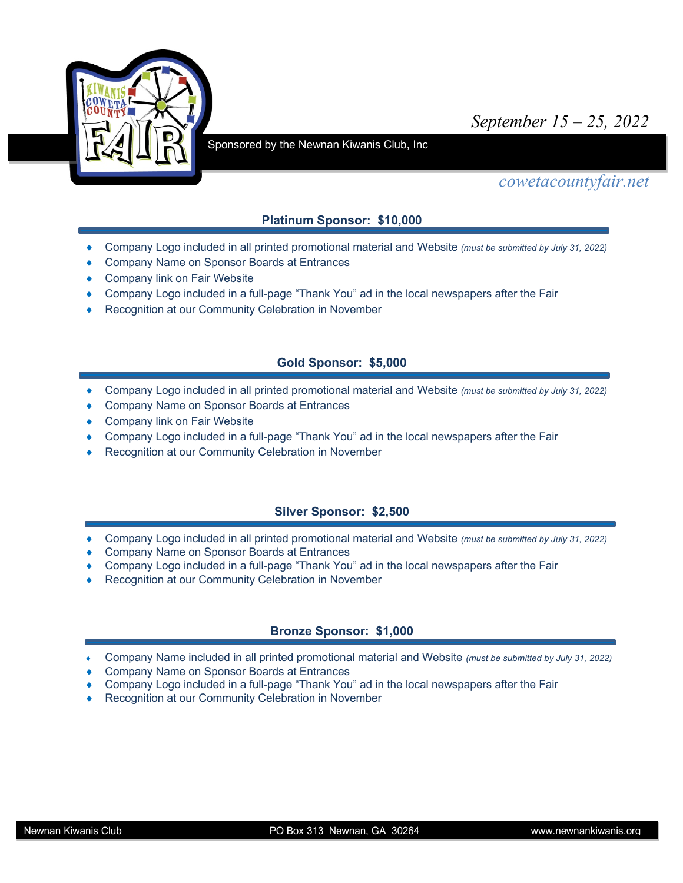September 15 – 25, 2022

Sponsored by the Newnan Kiwanis Club, Inc

*cowetacountyfair.net*

## Platinum Sponsor: $10,000

- Company Logo included in all printed promotional material and Website *(must be submitted by July 31, 2022)*
- Company Name on Sponsor Boards at Entrances
- Company link on Fair Website
- Company Logo included in a full-page "Thank You" ad in the local newspapers after the Fair
- Recognition at our Community Celebration in November

## Gold Sponsor: $5,000

- Company Logo included in all printed promotional material and Website *(must be submitted by July 31, 2022)*
- Company Name on Sponsor Boards at Entrances
- Company link on Fair Website
- Company Logo included in a full-page "Thank You" ad in the local newspapers after the Fair
- Recognition at our Community Celebration in November

## Silver Sponsor: $2,500

- Company Logo included in all printed promotional material and Website *(must be submitted by July 31, 2022)*
- Company Name on Sponsor Boards at Entrances
- Company Logo included in a full-page "Thank You" ad in the local newspapers after the Fair
- Recognition at our Community Celebration in November

## Bronze Sponsor: $1,000

- Company Name included in all printed promotional material and Website *(must be submitted by July 31, 2022)*
- Company Name on Sponsor Boards at Entrances
- Company Logo included in a full-page "Thank You" ad in the local newspapers after the Fair
- Recognition at our Community Celebration in November

Newnan Kiwanis Club PO Box 313 Newnan, GA 30264 www.newnankiwanis.org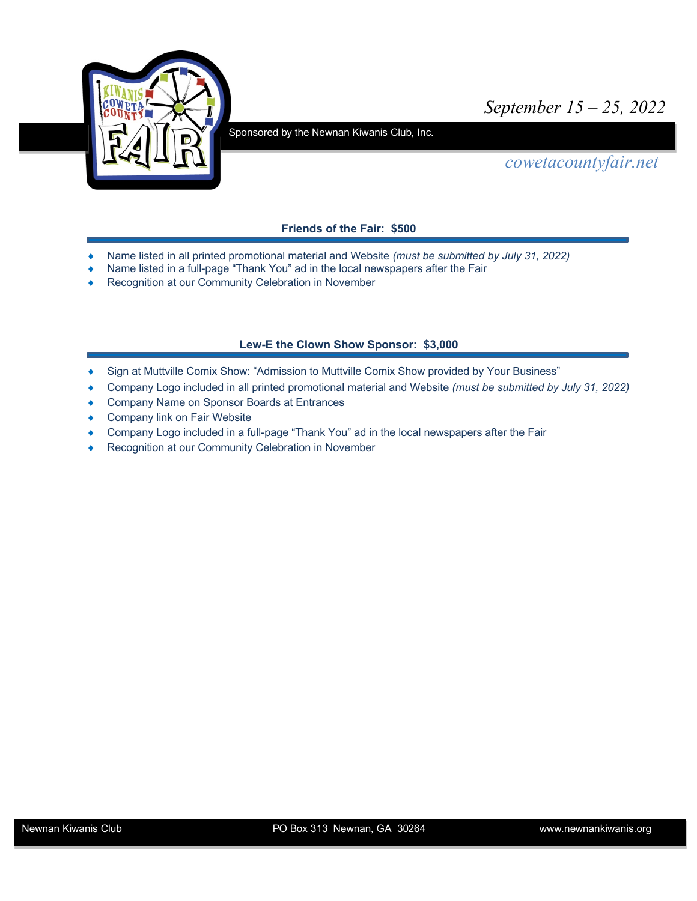September 15 – 25, 2022

Sponsored by the Newnan Kiwanis Club, Inc.

*cowetacountyfair.net*

## Friends of the Fair: $500

- Name listed in all printed promotional material and Website *(must be submitted by July 31, 2022)*
- Name listed in a full-page "Thank You" ad in the local newspapers after the Fair
- Recognition at our Community Celebration in November

## Lew-E the Clown Show Sponsor: $3,000

- Sign at Muttville Comix Show: "Admission to Muttville Comix Show provided by Your Business"
- Company Logo included in all printed promotional material and Website *(must be submitted by July 31, 2022)*
- Company Name on Sponsor Boards at Entrances
- Company link on Fair Website
- Company Logo included in a full-page "Thank You" ad in the local newspapers after the Fair
- Recognition at our Community Celebration in November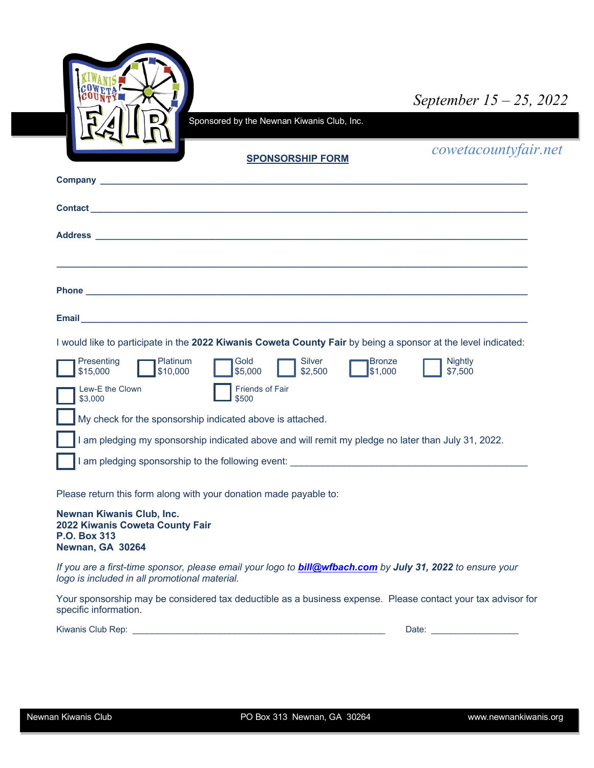September 15 – 25, 2022

Sponsored by the Newnan Kiwanis Club, Inc.

*cowetacountyfair.net*

## SPONSORSHIP FORM

**Company** ____________________________________________________________

**Contact** ____________________________________________________________

**Address** ____________________________________________________________

_______________________________________________________________________

**Phone** ______________________________________________________________

**Email** ______________________________________________________________

I would like to participate in the **2022 Kiwanis Coweta County Fair** by being a sponsor at the level indicated:

- ☐ Presenting $15,000
- ☐ Platinum $10,000
- ☐ Gold $5,000
- ☐ Silver $2,500
- ☐ Bronze $1,000
- ☐ Nightly $7,500
- ☐ Lew-E the Clown $3,000
- ☐ Friends of Fair $500

☐ My check for the sponsorship indicated above is attached.

☐ I am pledging my sponsorship indicated above and will remit my pledge no later than July 31, 2022.

☐ I am pledging sponsorship to the following event: ______________________________

Please return this form along with your donation made payable to:

**Newnan Kiwanis Club, Inc.**
**2022 Kiwanis Coweta County Fair**
**P.O. Box 313**
**Newnan, GA 30264**

*If you are a first-time sponsor, please email your logo to **bill@wfbach.com** by **July 31, 2022** to ensure your logo is included in all promotional material.*

Your sponsorship may be considered tax deductible as a business expense. Please contact your tax advisor for specific information.

Kiwanis Club Rep: ______________________________ Date: ________________

Newnan Kiwanis Club PO Box 313 Newnan, GA 30264 www.newnankiwanis.org